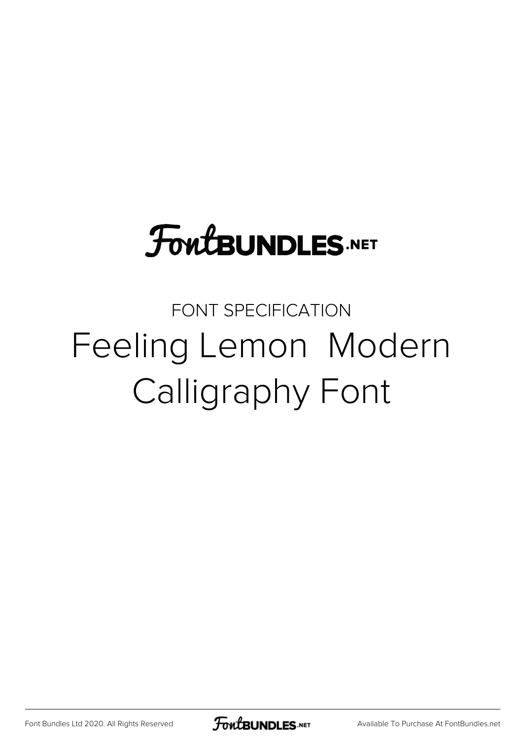# FontBUNDLES.NET

FONT SPECIFICATION

## Feeling Lemon  Modern Calligraphy Font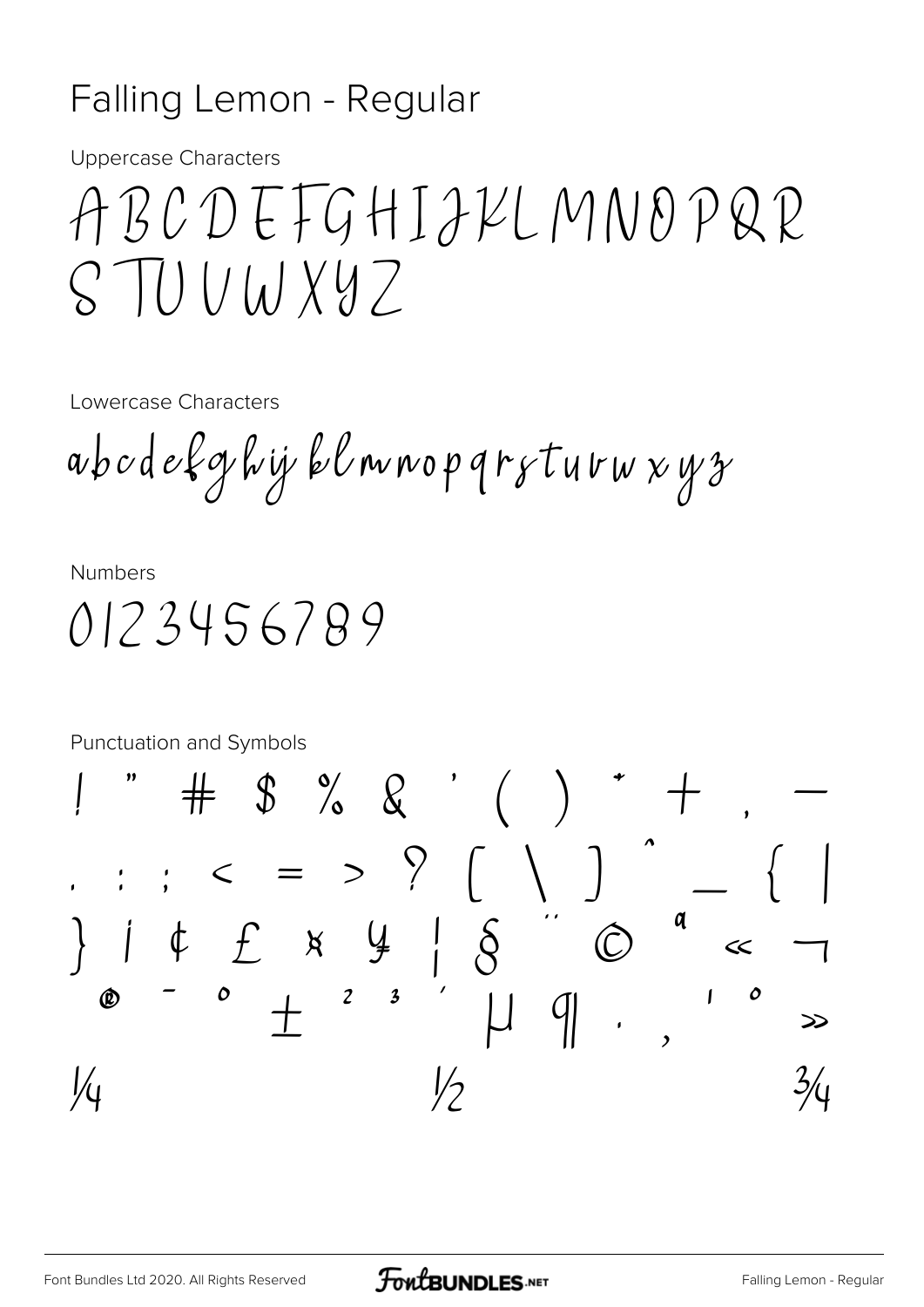# Falling Lemon - Regular

Uppercase Characters

ABCDEFGHIJKLMNOPQR
STUVWXYZ

Lowercase Characters

abcdefghijklmnopqrstuvwxyz

Numbers

0123456789

Punctuation and Symbols

! " # $ % & ' ( ) * + , -
. : ; < = > ? [ \ ] ^ _ { |
} ¡ ¢ £ ¤ ¥ ¦ § ¨ © ª « ¬
® ¯ ° ± ² ³ ´ µ ¶ · ¸ ¹ º »
¼ ½ ¾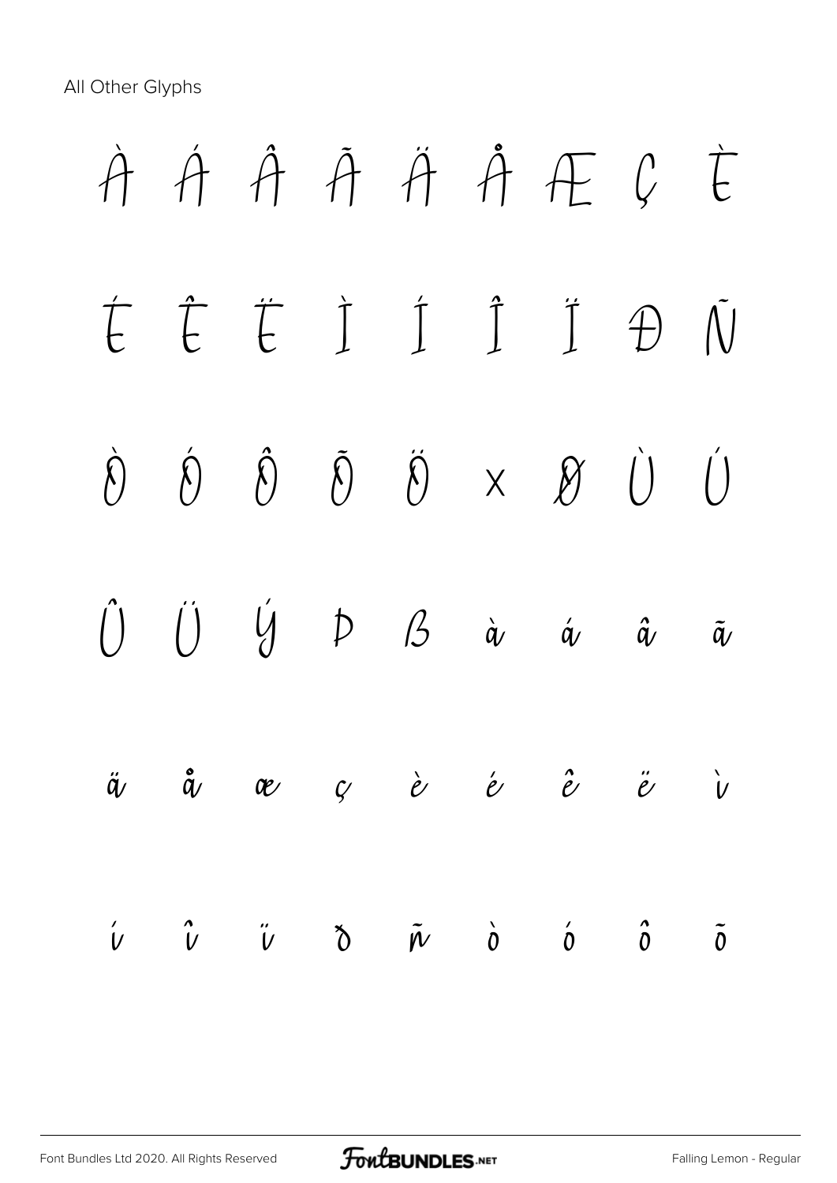All Other Glyphs

À Á Â Ã Ä Å Æ Ç È

É Ê Ë Ì Í Î Ï Ð Ñ

Ò Ó Ô Õ Ö × Ø Ù Ú

Û Ü Ý Þ ß à á â ã

ä å æ ç è é ê ë ì

í î ï ð ñ ò ó ô õ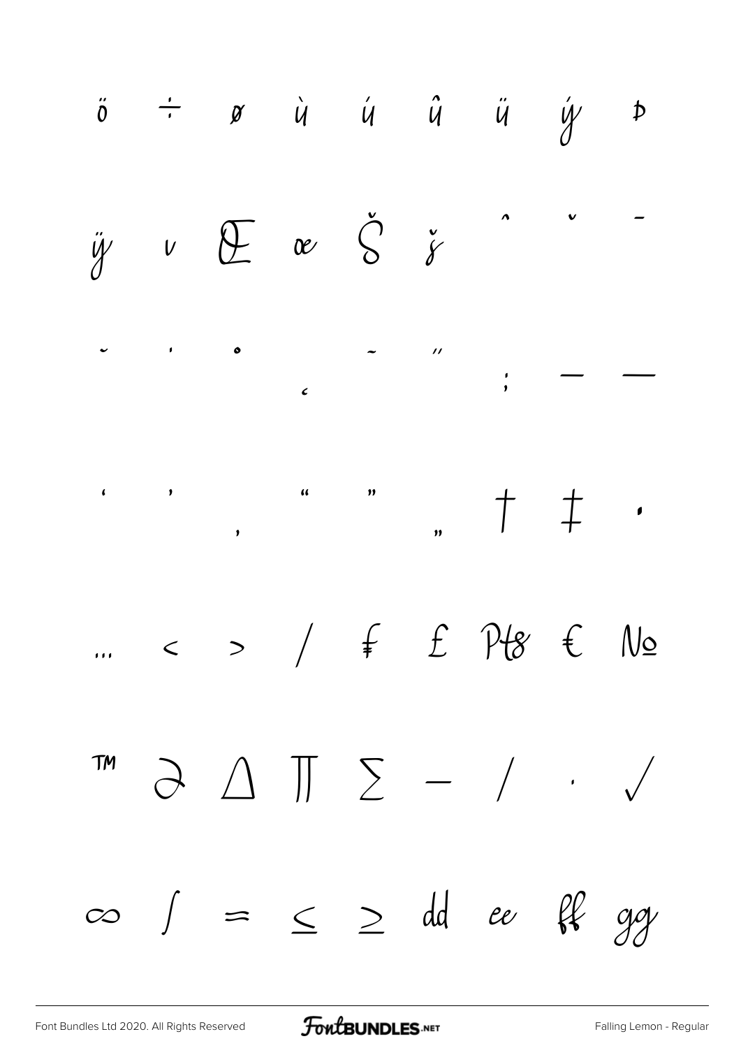ö ÷ ø ù ú û ü ý þ

ÿ ı Œ œ Š š ˆ ˇ ¯

˘ ˙ ˚ ¸ ˜ ˝ ; — —

‘ ’ ‚ “ ” „ † ‡ •

… ‹ › ⁄ ₣ ₤ ₧ € №

™ ∂ ∆ ∏ ∑ − ∕ ∙ √

∞ ∫ ≈ ≤ ≥ dd ee ff gg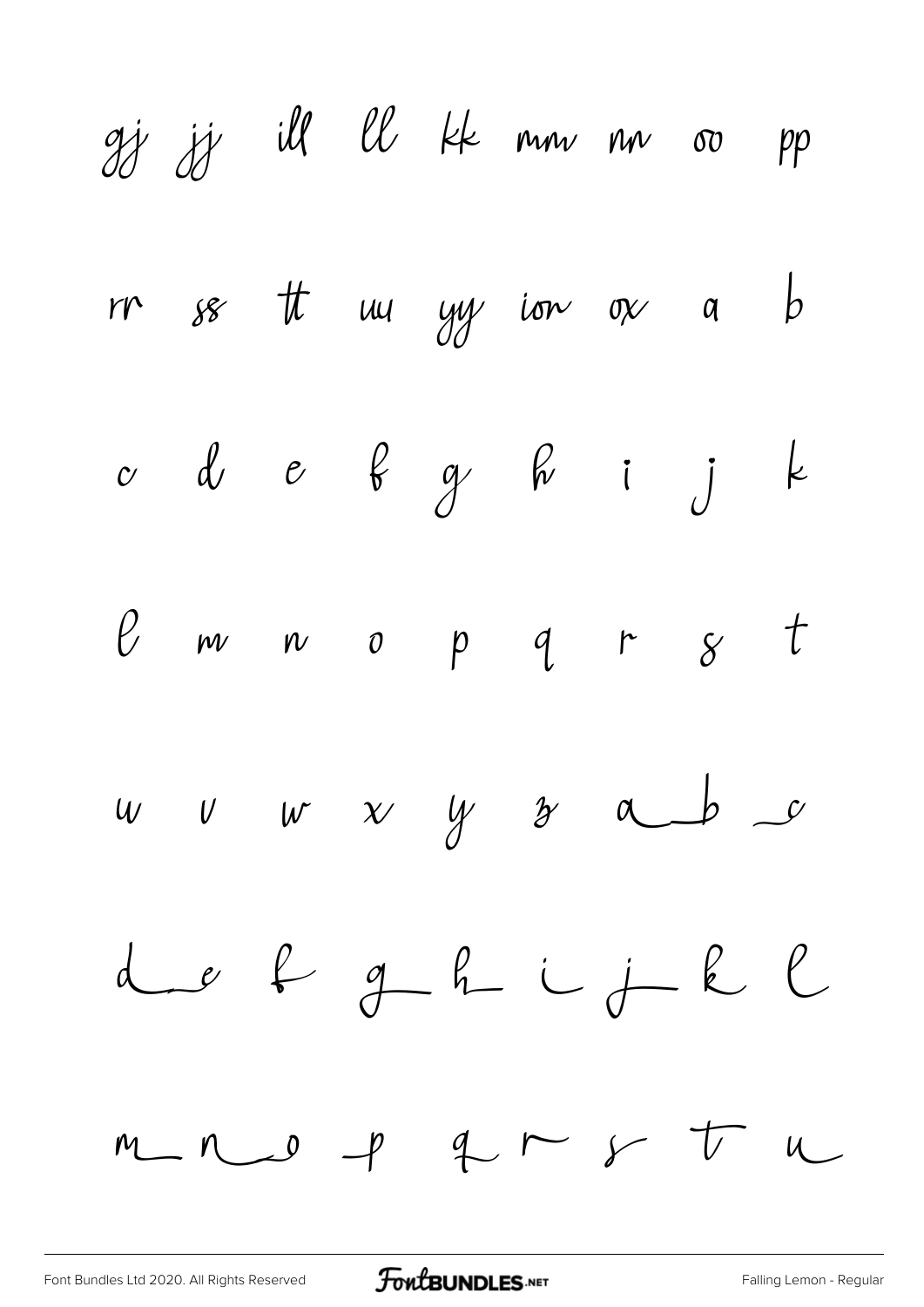gj jj ill ll kk mm nn oo pp

rr ss tt uu yy ion ox a b

c d e f g h i j k

l m n o p q r s t

u v w x y z a b c

d e f g h i j k l

m n o p q r s t u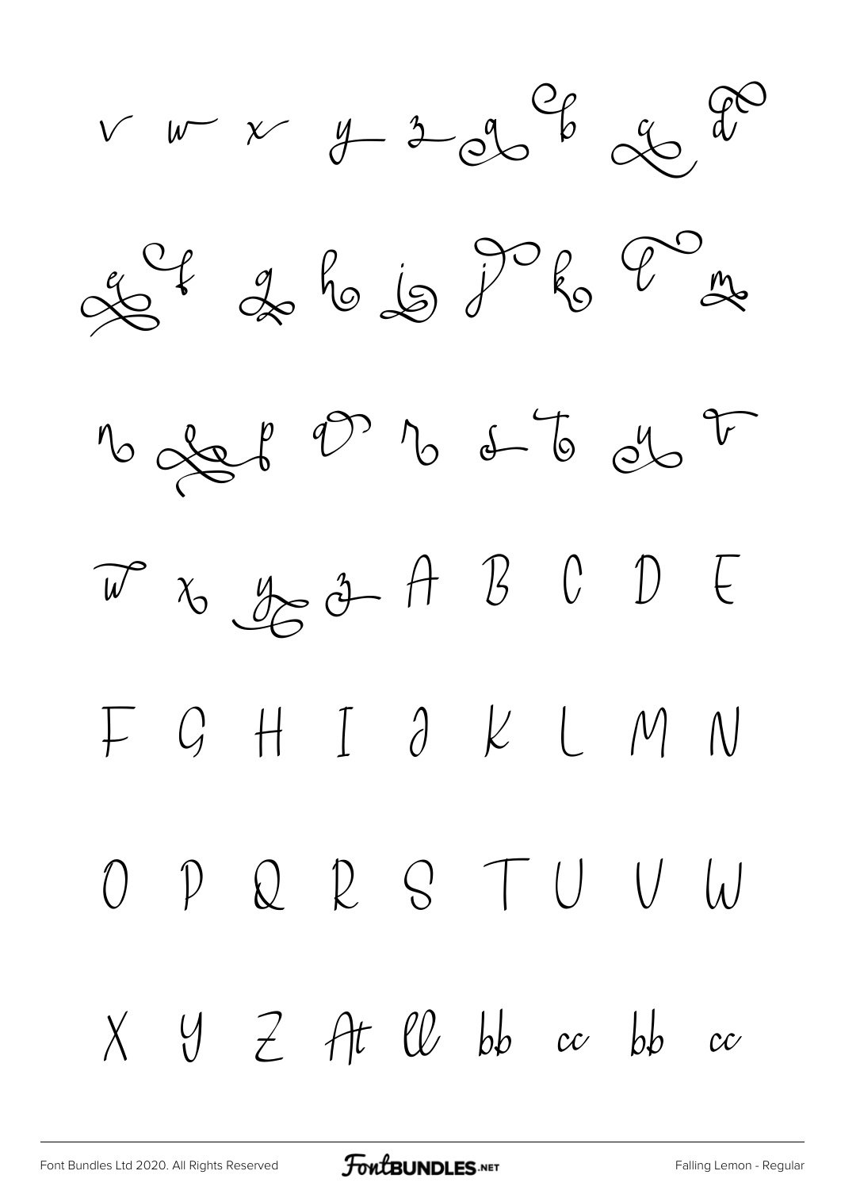v w x y z a b c d

e f g h i j k l m

n o p q r s t u v

w x y z A B C D E

F G H I J K L M N

O P Q R S T U V W

X Y Z At ll bb cc bb cc